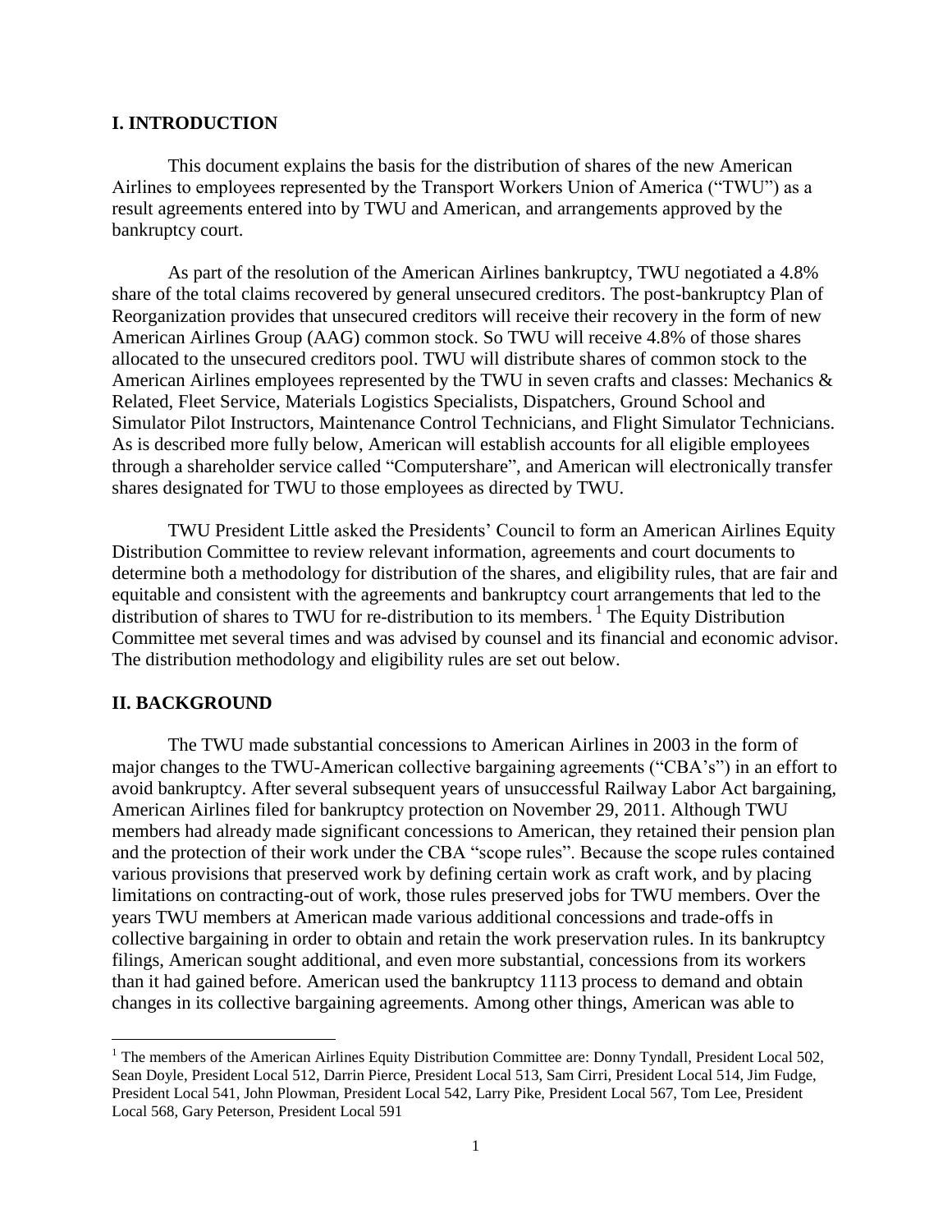## I. INTRODUCTION

This document explains the basis for the distribution of shares of the new American Airlines to employees represented by the Transport Workers Union of America ("TWU") as a result agreements entered into by TWU and American, and arrangements approved by the bankruptcy court.

As part of the resolution of the American Airlines bankruptcy, TWU negotiated a 4.8% share of the total claims recovered by general unsecured creditors. The post-bankruptcy Plan of Reorganization provides that unsecured creditors will receive their recovery in the form of new American Airlines Group (AAG) common stock. So TWU will receive 4.8% of those shares allocated to the unsecured creditors pool. TWU will distribute shares of common stock to the American Airlines employees represented by the TWU in seven crafts and classes: Mechanics & Related, Fleet Service, Materials Logistics Specialists, Dispatchers, Ground School and Simulator Pilot Instructors, Maintenance Control Technicians, and Flight Simulator Technicians. As is described more fully below, American will establish accounts for all eligible employees through a shareholder service called "Computershare", and American will electronically transfer shares designated for TWU to those employees as directed by TWU.

TWU President Little asked the Presidents' Council to form an American Airlines Equity Distribution Committee to review relevant information, agreements and court documents to determine both a methodology for distribution of the shares, and eligibility rules, that are fair and equitable and consistent with the agreements and bankruptcy court arrangements that led to the distribution of shares to TWU for re-distribution to its members. [1] The Equity Distribution Committee met several times and was advised by counsel and its financial and economic advisor. The distribution methodology and eligibility rules are set out below.

## II. BACKGROUND

The TWU made substantial concessions to American Airlines in 2003 in the form of major changes to the TWU-American collective bargaining agreements ("CBA's") in an effort to avoid bankruptcy. After several subsequent years of unsuccessful Railway Labor Act bargaining, American Airlines filed for bankruptcy protection on November 29, 2011. Although TWU members had already made significant concessions to American, they retained their pension plan and the protection of their work under the CBA "scope rules". Because the scope rules contained various provisions that preserved work by defining certain work as craft work, and by placing limitations on contracting-out of work, those rules preserved jobs for TWU members. Over the years TWU members at American made various additional concessions and trade-offs in collective bargaining in order to obtain and retain the work preservation rules. In its bankruptcy filings, American sought additional, and even more substantial, concessions from its workers than it had gained before. American used the bankruptcy 1113 process to demand and obtain changes in its collective bargaining agreements. Among other things, American was able to

[1] The members of the American Airlines Equity Distribution Committee are: Donny Tyndall, President Local 502, Sean Doyle, President Local 512, Darrin Pierce, President Local 513, Sam Cirri, President Local 514, Jim Fudge, President Local 541, John Plowman, President Local 542, Larry Pike, President Local 567, Tom Lee, President Local 568, Gary Peterson, President Local 591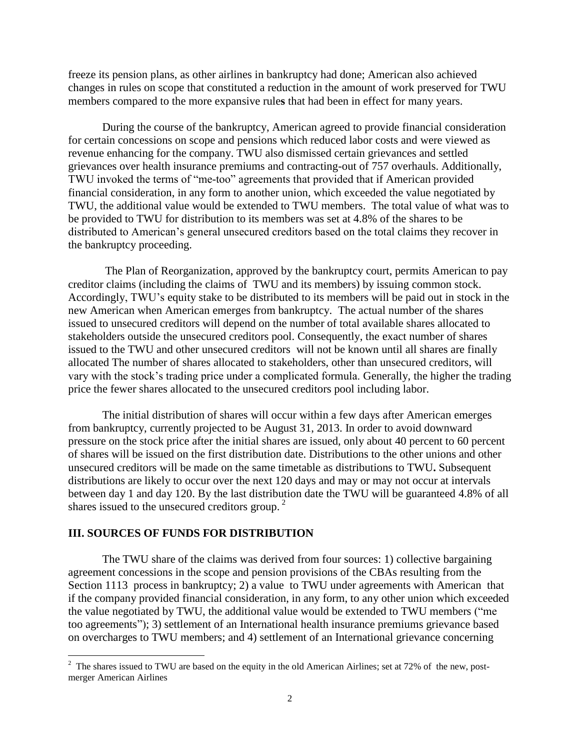freeze its pension plans, as other airlines in bankruptcy had done; American also achieved changes in rules on scope that constituted a reduction in the amount of work preserved for TWU members compared to the more expansive rules that had been in effect for many years.

During the course of the bankruptcy, American agreed to provide financial consideration for certain concessions on scope and pensions which reduced labor costs and were viewed as revenue enhancing for the company. TWU also dismissed certain grievances and settled grievances over health insurance premiums and contracting-out of 757 overhauls. Additionally, TWU invoked the terms of "me-too" agreements that provided that if American provided financial consideration, in any form to another union, which exceeded the value negotiated by TWU, the additional value would be extended to TWU members. The total value of what was to be provided to TWU for distribution to its members was set at 4.8% of the shares to be distributed to American's general unsecured creditors based on the total claims they recover in the bankruptcy proceeding.

The Plan of Reorganization, approved by the bankruptcy court, permits American to pay creditor claims (including the claims of TWU and its members) by issuing common stock. Accordingly, TWU's equity stake to be distributed to its members will be paid out in stock in the new American when American emerges from bankruptcy. The actual number of the shares issued to unsecured creditors will depend on the number of total available shares allocated to stakeholders outside the unsecured creditors pool. Consequently, the exact number of shares issued to the TWU and other unsecured creditors will not be known until all shares are finally allocated The number of shares allocated to stakeholders, other than unsecured creditors, will vary with the stock's trading price under a complicated formula. Generally, the higher the trading price the fewer shares allocated to the unsecured creditors pool including labor.

The initial distribution of shares will occur within a few days after American emerges from bankruptcy, currently projected to be August 31, 2013. In order to avoid downward pressure on the stock price after the initial shares are issued, only about 40 percent to 60 percent of shares will be issued on the first distribution date. Distributions to the other unions and other unsecured creditors will be made on the same timetable as distributions to TWU. Subsequent distributions are likely to occur over the next 120 days and may or may not occur at intervals between day 1 and day 120. By the last distribution date the TWU will be guaranteed 4.8% of all shares issued to the unsecured creditors group. [2]

## III. SOURCES OF FUNDS FOR DISTRIBUTION

The TWU share of the claims was derived from four sources: 1) collective bargaining agreement concessions in the scope and pension provisions of the CBAs resulting from the Section 1113 process in bankruptcy; 2) a value to TWU under agreements with American that if the company provided financial consideration, in any form, to any other union which exceeded the value negotiated by TWU, the additional value would be extended to TWU members ("me too agreements"); 3) settlement of an International health insurance premiums grievance based on overcharges to TWU members; and 4) settlement of an International grievance concerning

[2] The shares issued to TWU are based on the equity in the old American Airlines; set at 72% of the new, post-merger American Airlines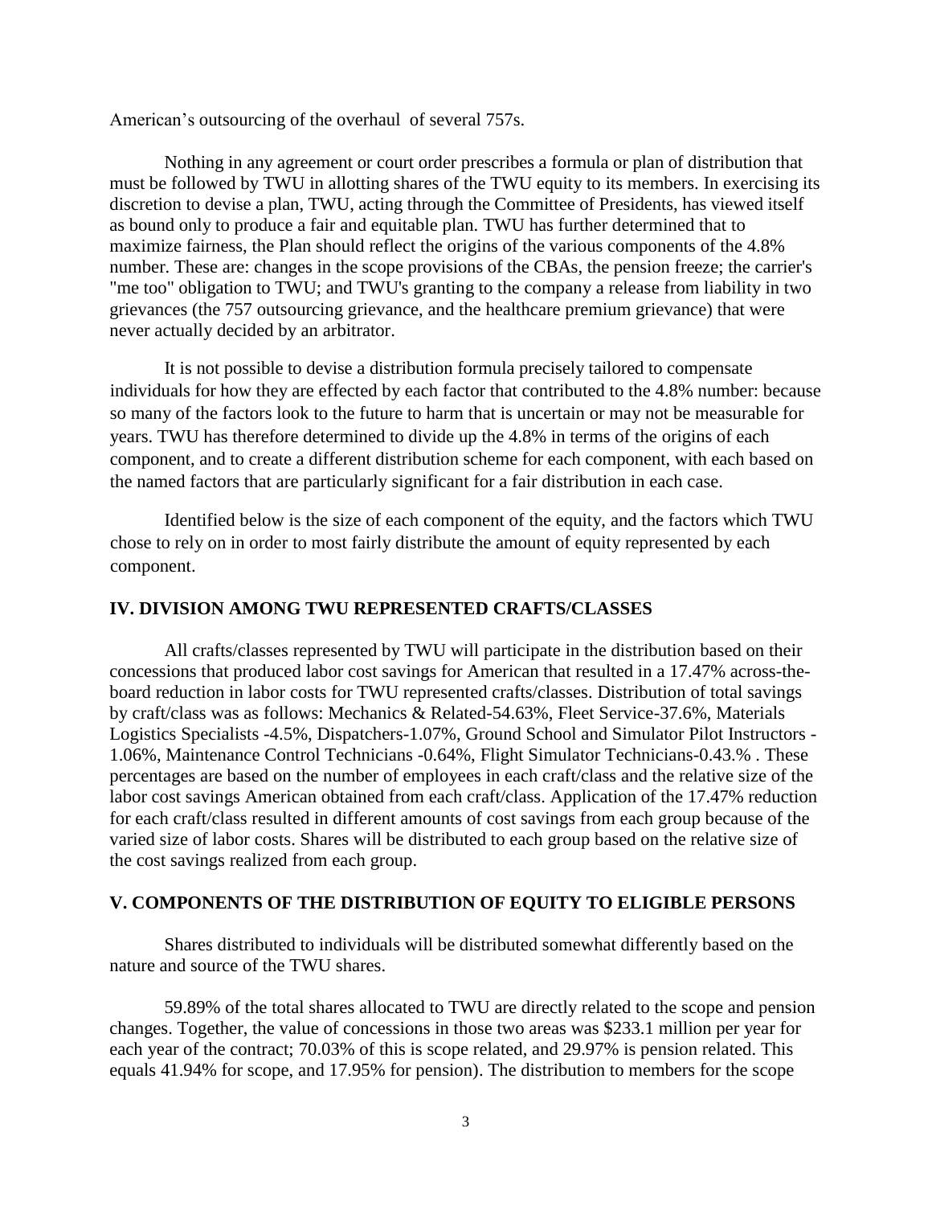American's outsourcing of the overhaul of several 757s.

Nothing in any agreement or court order prescribes a formula or plan of distribution that must be followed by TWU in allotting shares of the TWU equity to its members. In exercising its discretion to devise a plan, TWU, acting through the Committee of Presidents, has viewed itself as bound only to produce a fair and equitable plan. TWU has further determined that to maximize fairness, the Plan should reflect the origins of the various components of the 4.8% number. These are: changes in the scope provisions of the CBAs, the pension freeze; the carrier's "me too" obligation to TWU; and TWU's granting to the company a release from liability in two grievances (the 757 outsourcing grievance, and the healthcare premium grievance) that were never actually decided by an arbitrator.

It is not possible to devise a distribution formula precisely tailored to compensate individuals for how they are effected by each factor that contributed to the 4.8% number: because so many of the factors look to the future to harm that is uncertain or may not be measurable for years. TWU has therefore determined to divide up the 4.8% in terms of the origins of each component, and to create a different distribution scheme for each component, with each based on the named factors that are particularly significant for a fair distribution in each case.

Identified below is the size of each component of the equity, and the factors which TWU chose to rely on in order to most fairly distribute the amount of equity represented by each component.

## IV. DIVISION AMONG TWU REPRESENTED CRAFTS/CLASSES

All crafts/classes represented by TWU will participate in the distribution based on their concessions that produced labor cost savings for American that resulted in a 17.47% across-the-board reduction in labor costs for TWU represented crafts/classes. Distribution of total savings by craft/class was as follows: Mechanics & Related-54.63%, Fleet Service-37.6%, Materials Logistics Specialists -4.5%, Dispatchers-1.07%, Ground School and Simulator Pilot Instructors - 1.06%, Maintenance Control Technicians -0.64%, Flight Simulator Technicians-0.43.% . These percentages are based on the number of employees in each craft/class and the relative size of the labor cost savings American obtained from each craft/class. Application of the 17.47% reduction for each craft/class resulted in different amounts of cost savings from each group because of the varied size of labor costs. Shares will be distributed to each group based on the relative size of the cost savings realized from each group.

## V. COMPONENTS OF THE DISTRIBUTION OF EQUITY TO ELIGIBLE PERSONS

Shares distributed to individuals will be distributed somewhat differently based on the nature and source of the TWU shares.

59.89% of the total shares allocated to TWU are directly related to the scope and pension changes. Together, the value of concessions in those two areas was $233.1 million per year for each year of the contract; 70.03% of this is scope related, and 29.97% is pension related. This equals 41.94% for scope, and 17.95% for pension). The distribution to members for the scope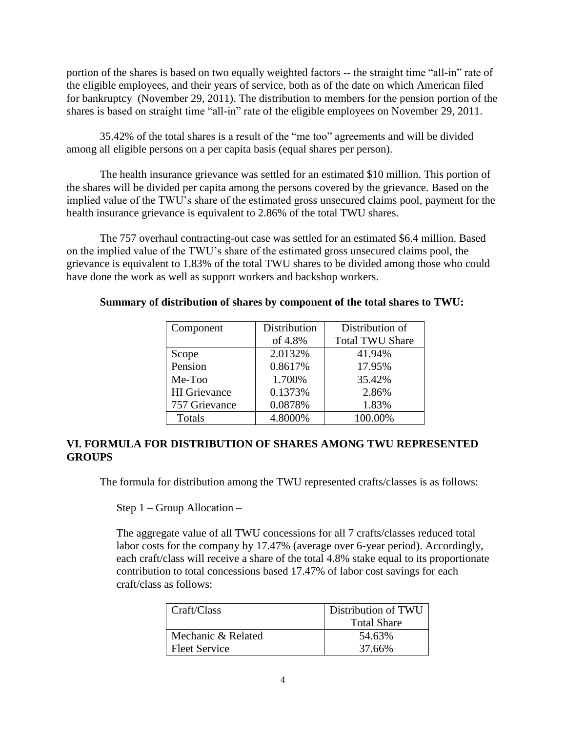portion of the shares is based on two equally weighted factors -- the straight time "all-in" rate of the eligible employees, and their years of service, both as of the date on which American filed for bankruptcy (November 29, 2011). The distribution to members for the pension portion of the shares is based on straight time "all-in" rate of the eligible employees on November 29, 2011.

35.42% of the total shares is a result of the "me too" agreements and will be divided among all eligible persons on a per capita basis (equal shares per person).

The health insurance grievance was settled for an estimated $10 million. This portion of the shares will be divided per capita among the persons covered by the grievance. Based on the implied value of the TWU's share of the estimated gross unsecured claims pool, payment for the health insurance grievance is equivalent to 2.86% of the total TWU shares.

The 757 overhaul contracting-out case was settled for an estimated $6.4 million. Based on the implied value of the TWU's share of the estimated gross unsecured claims pool, the grievance is equivalent to 1.83% of the total TWU shares to be divided among those who could have done the work as well as support workers and backshop workers.

**Summary of distribution of shares by component of the total shares to TWU:**

| Component | Distribution of 4.8% | Distribution of Total TWU Share |
|---|---|---|
| Scope | 2.0132% | 41.94% |
| Pension | 0.8617% | 17.95% |
| Me-Too | 1.700% | 35.42% |
| HI Grievance | 0.1373% | 2.86% |
| 757 Grievance | 0.0878% | 1.83% |
| Totals | 4.8000% | 100.00% |

## VI. FORMULA FOR DISTRIBUTION OF SHARES AMONG TWU REPRESENTED GROUPS

The formula for distribution among the TWU represented crafts/classes is as follows:

Step 1 – Group Allocation –

The aggregate value of all TWU concessions for all 7 crafts/classes reduced total labor costs for the company by 17.47% (average over 6-year period). Accordingly, each craft/class will receive a share of the total 4.8% stake equal to its proportionate contribution to total concessions based 17.47% of labor cost savings for each craft/class as follows:

| Craft/Class | Distribution of TWU Total Share |
|---|---|
| Mechanic & Related | 54.63% |
| Fleet Service | 37.66% |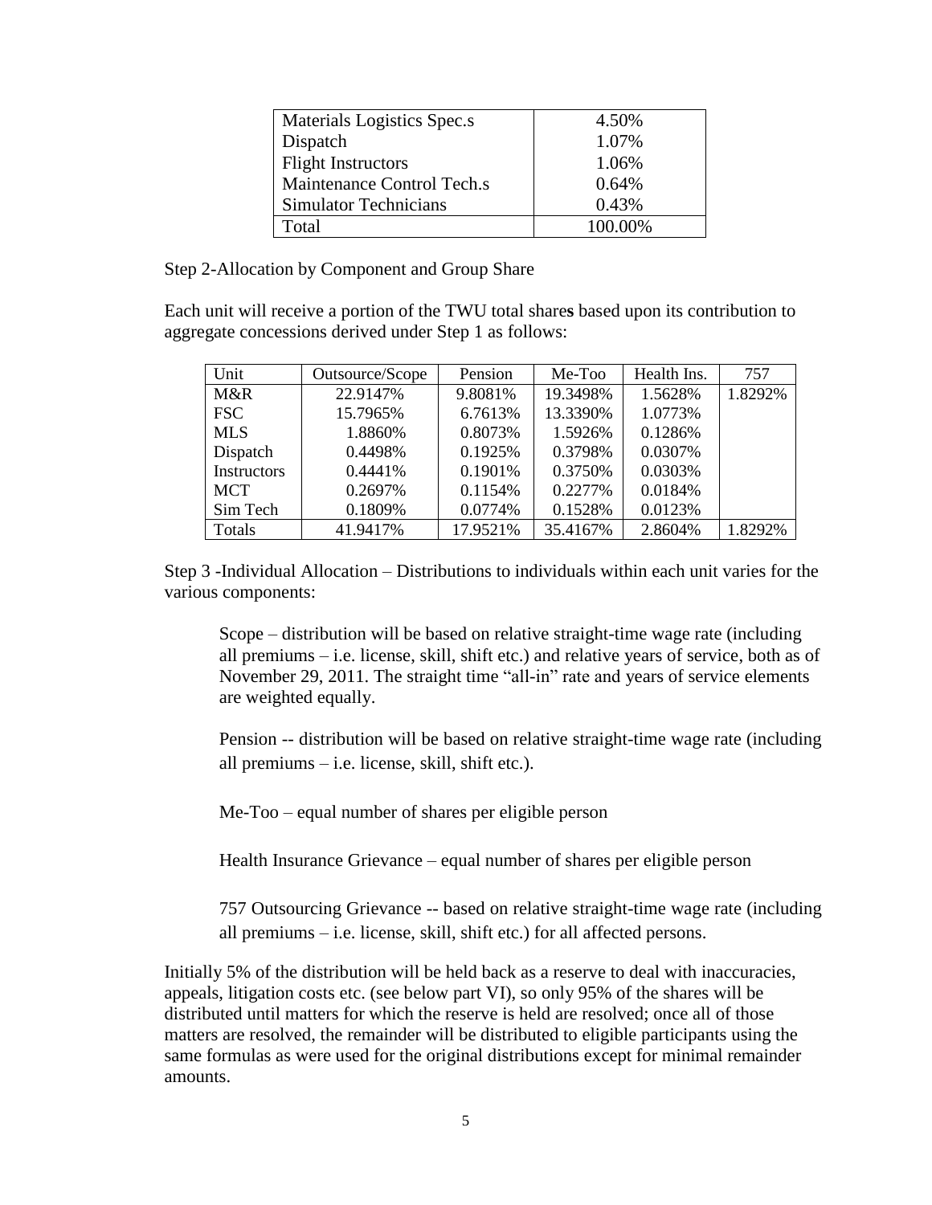| Materials Logistics Spec.s | 4.50% |
|---|---|
| Dispatch | 1.07% |
| Flight Instructors | 1.06% |
| Maintenance Control Tech.s | 0.64% |
| Simulator Technicians | 0.43% |
| Total | 100.00% |

Step 2-Allocation by Component and Group Share

Each unit will receive a portion of the TWU total shares based upon its contribution to aggregate concessions derived under Step 1 as follows:

| Unit | Outsource/Scope | Pension | Me-Too | Health Ins. | 757 |
|---|---|---|---|---|---|
| M&R | 22.9147% | 9.8081% | 19.3498% | 1.5628% | 1.8292% |
| FSC | 15.7965% | 6.7613% | 13.3390% | 1.0773% | |
| MLS | 1.8860% | 0.8073% | 1.5926% | 0.1286% | |
| Dispatch | 0.4498% | 0.1925% | 0.3798% | 0.0307% | |
| Instructors | 0.4441% | 0.1901% | 0.3750% | 0.0303% | |
| MCT | 0.2697% | 0.1154% | 0.2277% | 0.0184% | |
| Sim Tech | 0.1809% | 0.0774% | 0.1528% | 0.0123% | |
| Totals | 41.9417% | 17.9521% | 35.4167% | 2.8604% | 1.8292% |

Step 3 -Individual Allocation – Distributions to individuals within each unit varies for the various components:

Scope – distribution will be based on relative straight-time wage rate (including all premiums – i.e. license, skill, shift etc.) and relative years of service, both as of November 29, 2011. The straight time "all-in" rate and years of service elements are weighted equally.

Pension -- distribution will be based on relative straight-time wage rate (including all premiums – i.e. license, skill, shift etc.).

Me-Too – equal number of shares per eligible person

Health Insurance Grievance – equal number of shares per eligible person

757 Outsourcing Grievance -- based on relative straight-time wage rate (including all premiums – i.e. license, skill, shift etc.) for all affected persons.

Initially 5% of the distribution will be held back as a reserve to deal with inaccuracies, appeals, litigation costs etc. (see below part VI), so only 95% of the shares will be distributed until matters for which the reserve is held are resolved; once all of those matters are resolved, the remainder will be distributed to eligible participants using the same formulas as were used for the original distributions except for minimal remainder amounts.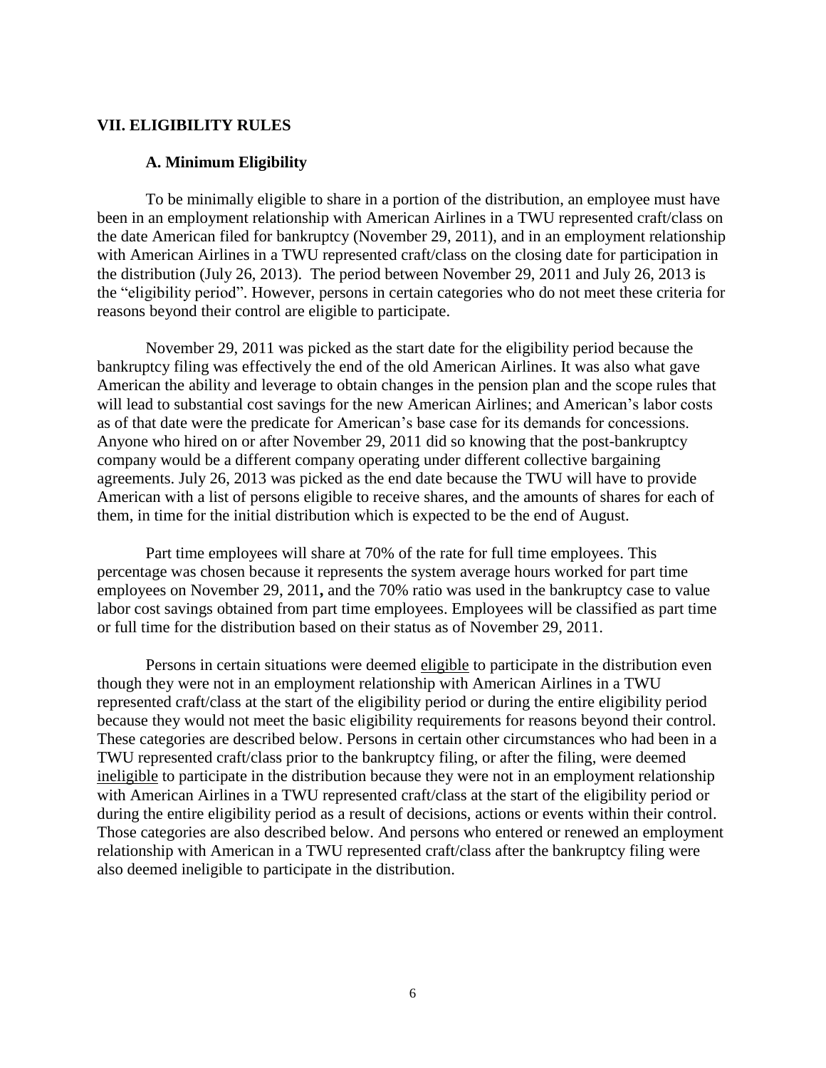## VII. ELIGIBILITY RULES

### A. Minimum Eligibility

To be minimally eligible to share in a portion of the distribution, an employee must have been in an employment relationship with American Airlines in a TWU represented craft/class on the date American filed for bankruptcy (November 29, 2011), and in an employment relationship with American Airlines in a TWU represented craft/class on the closing date for participation in the distribution (July 26, 2013). The period between November 29, 2011 and July 26, 2013 is the "eligibility period". However, persons in certain categories who do not meet these criteria for reasons beyond their control are eligible to participate.

November 29, 2011 was picked as the start date for the eligibility period because the bankruptcy filing was effectively the end of the old American Airlines. It was also what gave American the ability and leverage to obtain changes in the pension plan and the scope rules that will lead to substantial cost savings for the new American Airlines; and American's labor costs as of that date were the predicate for American's base case for its demands for concessions. Anyone who hired on or after November 29, 2011 did so knowing that the post-bankruptcy company would be a different company operating under different collective bargaining agreements. July 26, 2013 was picked as the end date because the TWU will have to provide American with a list of persons eligible to receive shares, and the amounts of shares for each of them, in time for the initial distribution which is expected to be the end of August.

Part time employees will share at 70% of the rate for full time employees. This percentage was chosen because it represents the system average hours worked for part time employees on November 29, 2011**,** and the 70% ratio was used in the bankruptcy case to value labor cost savings obtained from part time employees. Employees will be classified as part time or full time for the distribution based on their status as of November 29, 2011.

Persons in certain situations were deemed <u>eligible</u> to participate in the distribution even though they were not in an employment relationship with American Airlines in a TWU represented craft/class at the start of the eligibility period or during the entire eligibility period because they would not meet the basic eligibility requirements for reasons beyond their control. These categories are described below. Persons in certain other circumstances who had been in a TWU represented craft/class prior to the bankruptcy filing, or after the filing, were deemed <u>ineligible</u> to participate in the distribution because they were not in an employment relationship with American Airlines in a TWU represented craft/class at the start of the eligibility period or during the entire eligibility period as a result of decisions, actions or events within their control. Those categories are also described below. And persons who entered or renewed an employment relationship with American in a TWU represented craft/class after the bankruptcy filing were also deemed ineligible to participate in the distribution.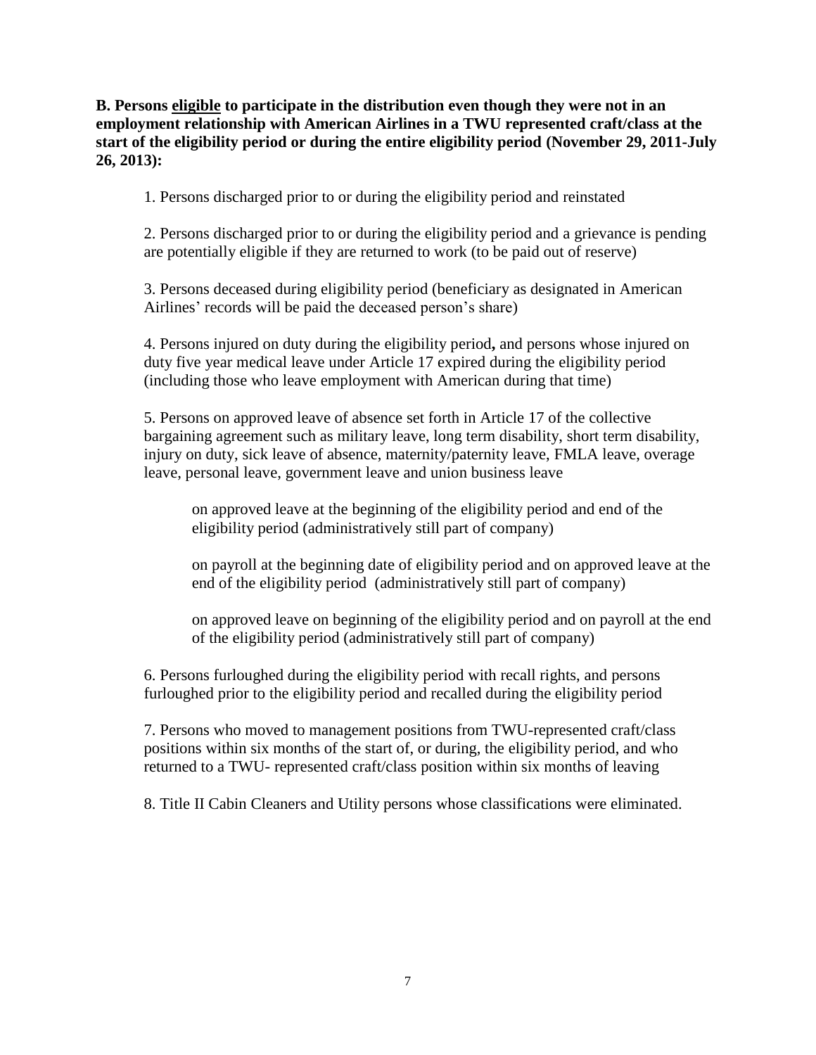**B. Persons <u>eligible</u> to participate in the distribution even though they were not in an employment relationship with American Airlines in a TWU represented craft/class at the start of the eligibility period or during the entire eligibility period (November 29, 2011-July 26, 2013):**

1. Persons discharged prior to or during the eligibility period and reinstated

2. Persons discharged prior to or during the eligibility period and a grievance is pending are potentially eligible if they are returned to work (to be paid out of reserve)

3. Persons deceased during eligibility period (beneficiary as designated in American Airlines' records will be paid the deceased person's share)

4. Persons injured on duty during the eligibility period**,** and persons whose injured on duty five year medical leave under Article 17 expired during the eligibility period (including those who leave employment with American during that time)

5. Persons on approved leave of absence set forth in Article 17 of the collective bargaining agreement such as military leave, long term disability, short term disability, injury on duty, sick leave of absence, maternity/paternity leave, FMLA leave, overage leave, personal leave, government leave and union business leave

    on approved leave at the beginning of the eligibility period and end of the eligibility period (administratively still part of company)

    on payroll at the beginning date of eligibility period and on approved leave at the end of the eligibility period (administratively still part of company)

    on approved leave on beginning of the eligibility period and on payroll at the end of the eligibility period (administratively still part of company)

6. Persons furloughed during the eligibility period with recall rights, and persons furloughed prior to the eligibility period and recalled during the eligibility period

7. Persons who moved to management positions from TWU-represented craft/class positions within six months of the start of, or during, the eligibility period, and who returned to a TWU- represented craft/class position within six months of leaving

8. Title II Cabin Cleaners and Utility persons whose classifications were eliminated.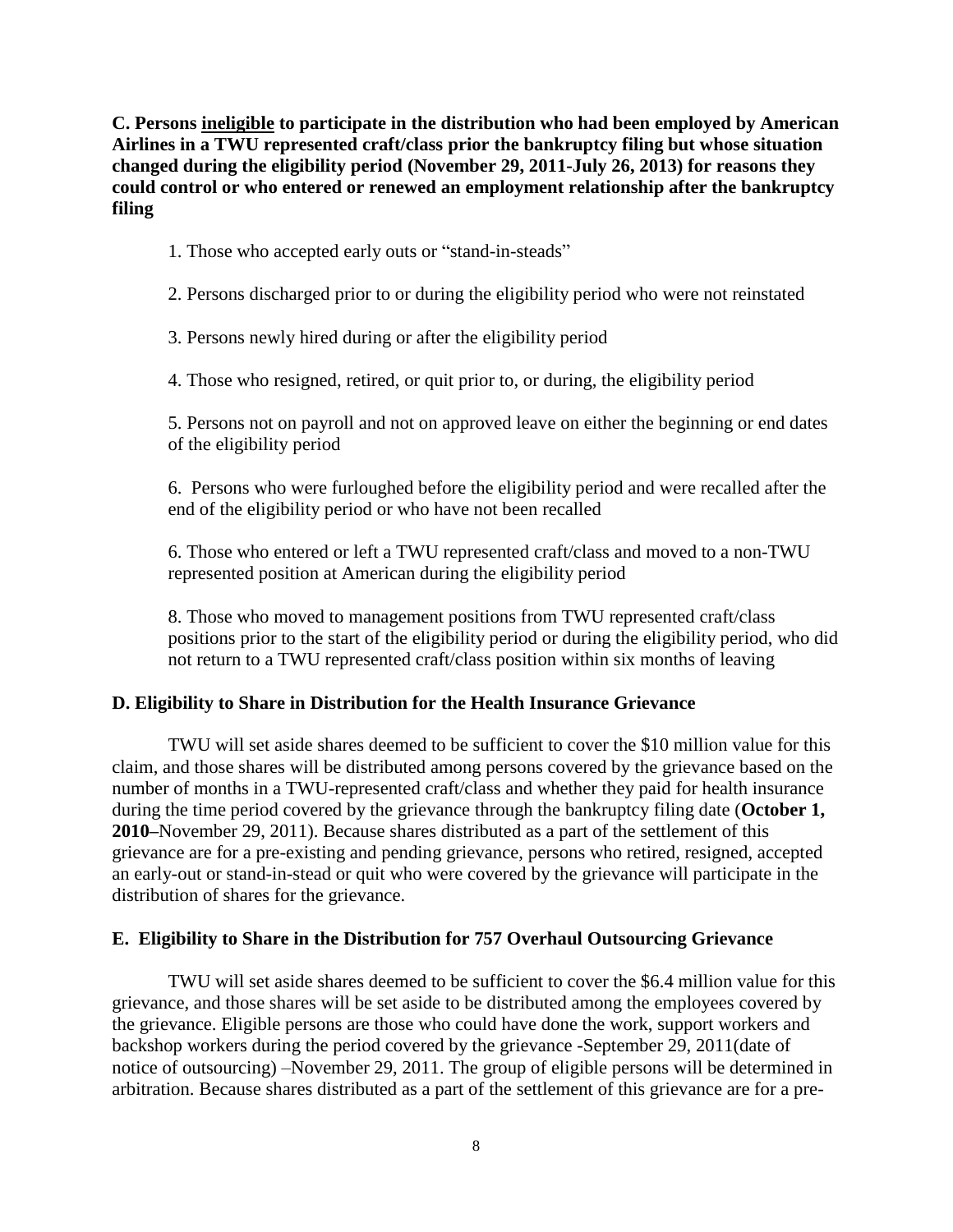**C. Persons <u>ineligible</u> to participate in the distribution who had been employed by American Airlines in a TWU represented craft/class prior the bankruptcy filing but whose situation changed during the eligibility period (November 29, 2011-July 26, 2013) for reasons they could control or who entered or renewed an employment relationship after the bankruptcy filing**

1. Those who accepted early outs or "stand-in-steads"

2. Persons discharged prior to or during the eligibility period who were not reinstated

3. Persons newly hired during or after the eligibility period

4. Those who resigned, retired, or quit prior to, or during, the eligibility period

5. Persons not on payroll and not on approved leave on either the beginning or end dates of the eligibility period

6. Persons who were furloughed before the eligibility period and were recalled after the end of the eligibility period or who have not been recalled

6. Those who entered or left a TWU represented craft/class and moved to a non-TWU represented position at American during the eligibility period

8. Those who moved to management positions from TWU represented craft/class positions prior to the start of the eligibility period or during the eligibility period, who did not return to a TWU represented craft/class position within six months of leaving

**D. Eligibility to Share in Distribution for the Health Insurance Grievance**

TWU will set aside shares deemed to be sufficient to cover the $10 million value for this claim, and those shares will be distributed among persons covered by the grievance based on the number of months in a TWU-represented craft/class and whether they paid for health insurance during the time period covered by the grievance through the bankruptcy filing date (**October 1, 2010–**November 29, 2011). Because shares distributed as a part of the settlement of this grievance are for a pre-existing and pending grievance, persons who retired, resigned, accepted an early-out or stand-in-stead or quit who were covered by the grievance will participate in the distribution of shares for the grievance.

**E. Eligibility to Share in the Distribution for 757 Overhaul Outsourcing Grievance**

TWU will set aside shares deemed to be sufficient to cover the $6.4 million value for this grievance, and those shares will be set aside to be distributed among the employees covered by the grievance. Eligible persons are those who could have done the work, support workers and backshop workers during the period covered by the grievance -September 29, 2011(date of notice of outsourcing) –November 29, 2011. The group of eligible persons will be determined in arbitration. Because shares distributed as a part of the settlement of this grievance are for a pre-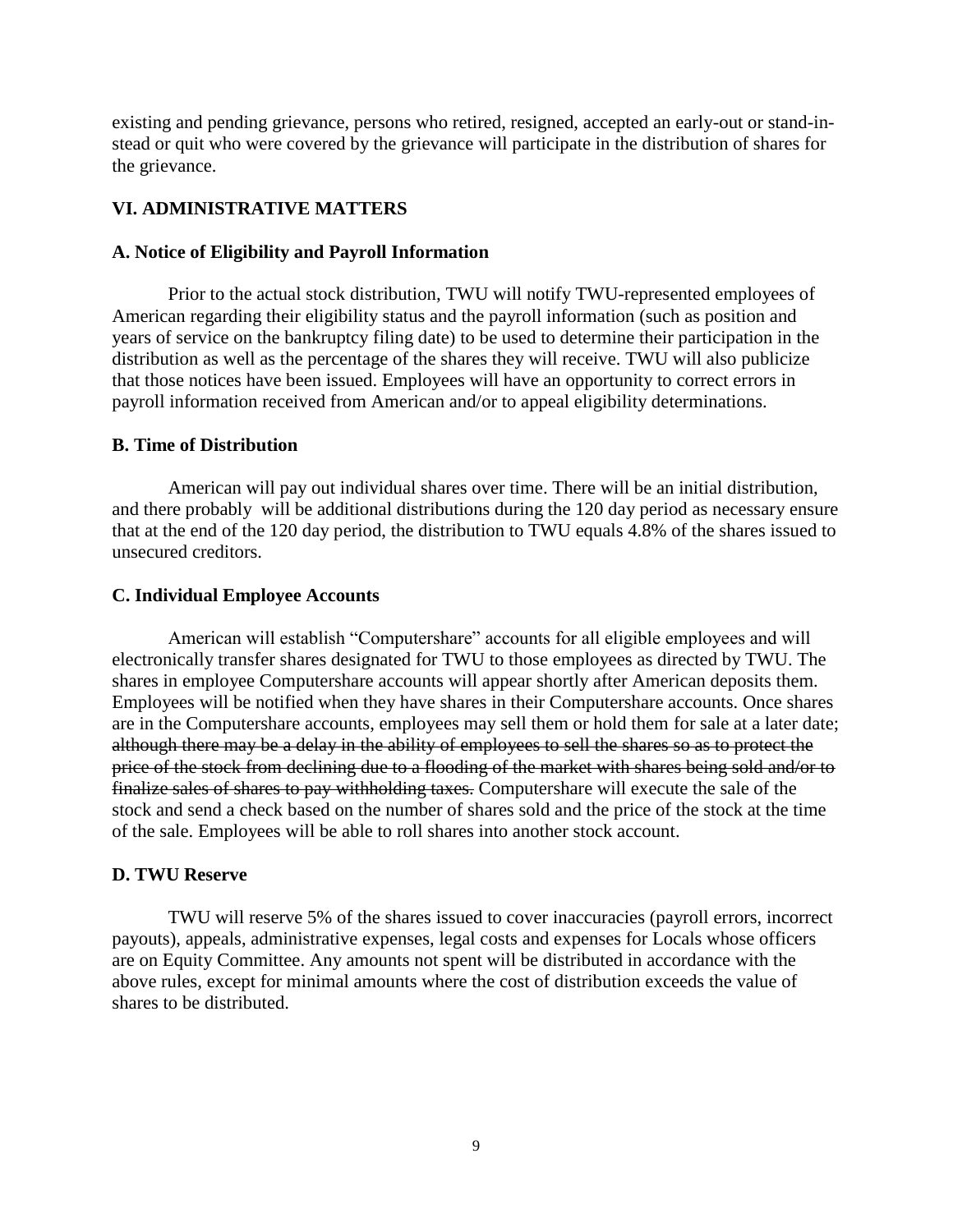existing and pending grievance, persons who retired, resigned, accepted an early-out or stand-in-stead or quit who were covered by the grievance will participate in the distribution of shares for the grievance.

## VI. ADMINISTRATIVE MATTERS

### A. Notice of Eligibility and Payroll Information

Prior to the actual stock distribution, TWU will notify TWU-represented employees of American regarding their eligibility status and the payroll information (such as position and years of service on the bankruptcy filing date) to be used to determine their participation in the distribution as well as the percentage of the shares they will receive. TWU will also publicize that those notices have been issued. Employees will have an opportunity to correct errors in payroll information received from American and/or to appeal eligibility determinations.

### B. Time of Distribution

American will pay out individual shares over time. There will be an initial distribution, and there probably will be additional distributions during the 120 day period as necessary ensure that at the end of the 120 day period, the distribution to TWU equals 4.8% of the shares issued to unsecured creditors.

### C. Individual Employee Accounts

American will establish "Computershare" accounts for all eligible employees and will electronically transfer shares designated for TWU to those employees as directed by TWU. The shares in employee Computershare accounts will appear shortly after American deposits them. Employees will be notified when they have shares in their Computershare accounts. Once shares are in the Computershare accounts, employees may sell them or hold them for sale at a later date; ~~although there may be a delay in the ability of employees to sell the shares so as to protect the price of the stock from declining due to a flooding of the market with shares being sold and/or to finalize sales of shares to pay withholding taxes.~~ Computershare will execute the sale of the stock and send a check based on the number of shares sold and the price of the stock at the time of the sale. Employees will be able to roll shares into another stock account.

### D. TWU Reserve

TWU will reserve 5% of the shares issued to cover inaccuracies (payroll errors, incorrect payouts), appeals, administrative expenses, legal costs and expenses for Locals whose officers are on Equity Committee. Any amounts not spent will be distributed in accordance with the above rules, except for minimal amounts where the cost of distribution exceeds the value of shares to be distributed.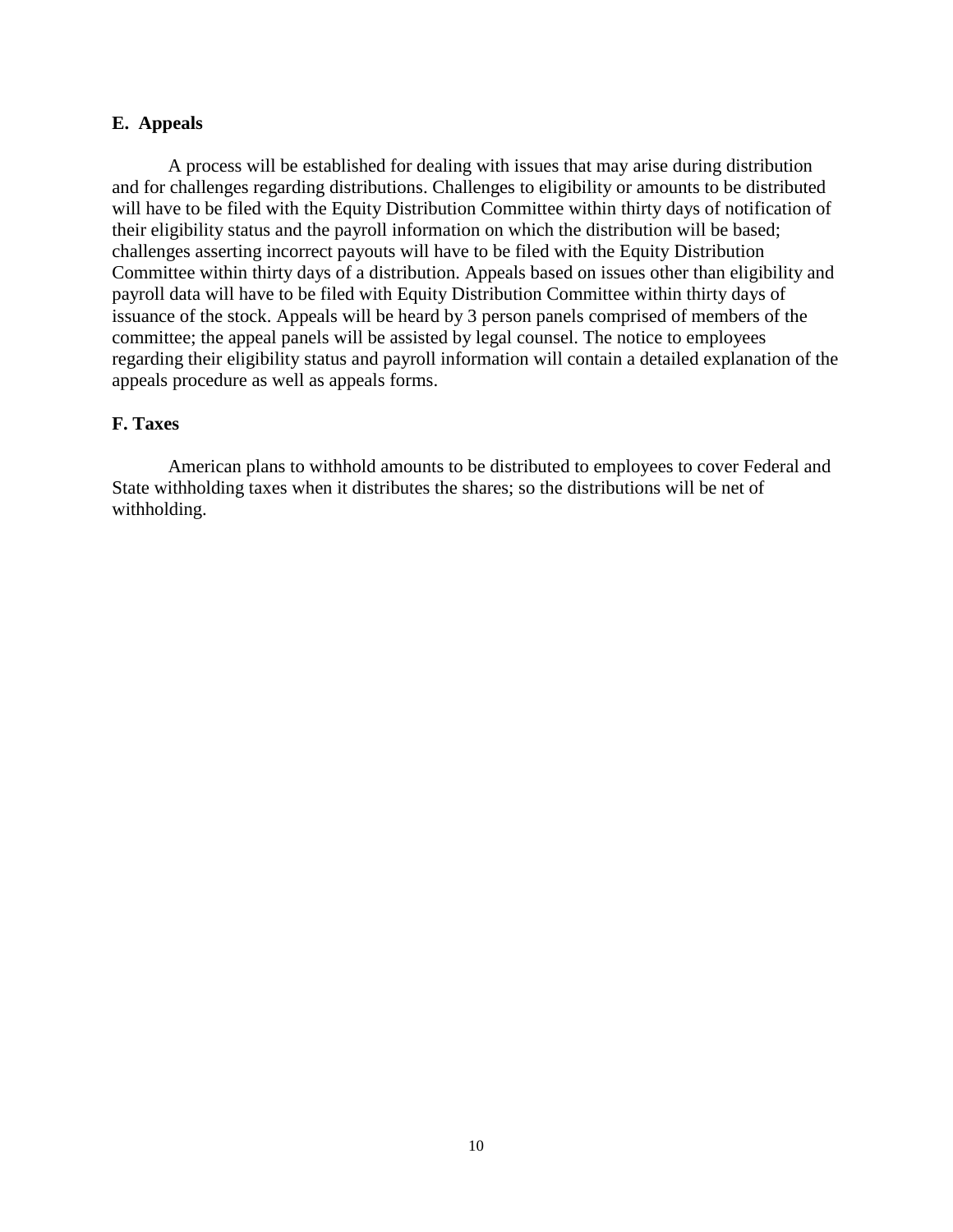### E. Appeals

A process will be established for dealing with issues that may arise during distribution and for challenges regarding distributions. Challenges to eligibility or amounts to be distributed will have to be filed with the Equity Distribution Committee within thirty days of notification of their eligibility status and the payroll information on which the distribution will be based; challenges asserting incorrect payouts will have to be filed with the Equity Distribution Committee within thirty days of a distribution. Appeals based on issues other than eligibility and payroll data will have to be filed with Equity Distribution Committee within thirty days of issuance of the stock. Appeals will be heard by 3 person panels comprised of members of the committee; the appeal panels will be assisted by legal counsel. The notice to employees regarding their eligibility status and payroll information will contain a detailed explanation of the appeals procedure as well as appeals forms.

### F. Taxes

American plans to withhold amounts to be distributed to employees to cover Federal and State withholding taxes when it distributes the shares; so the distributions will be net of withholding.